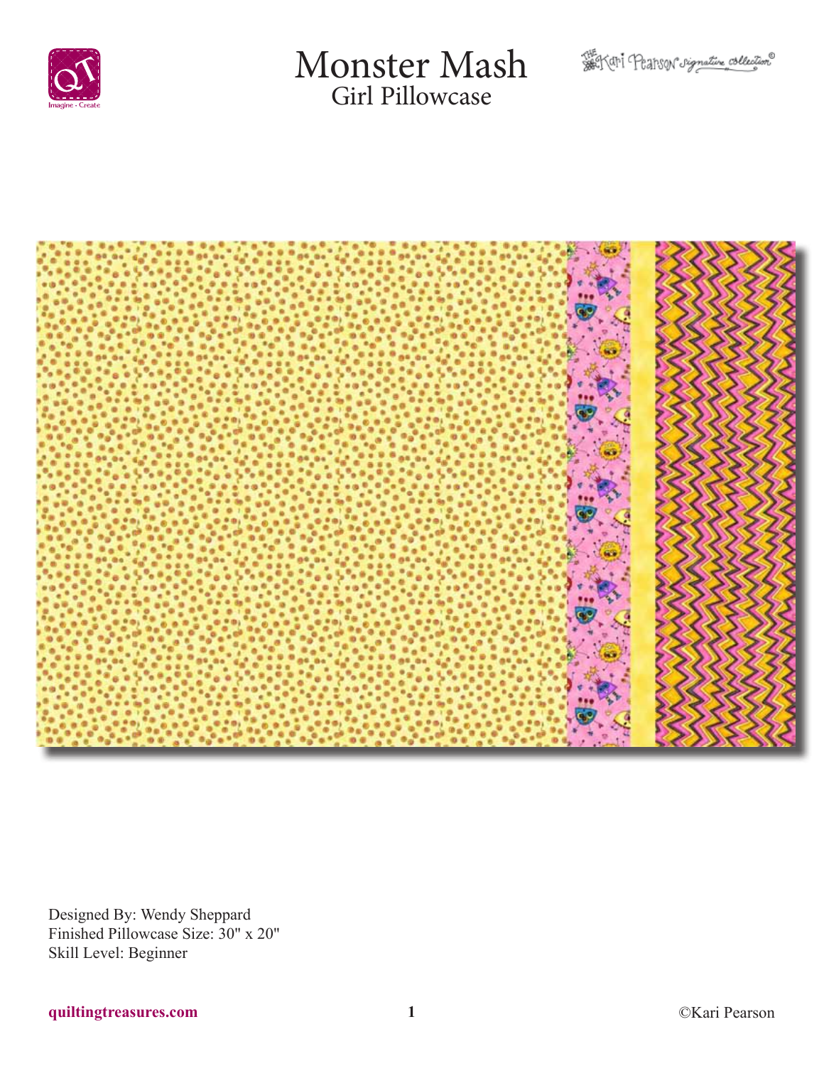# Monster Mash

## Girl Pillowcase

Designed By: Wendy Sheppard
Finished Pillowcase Size: 30" x 20"
Skill Level: Beginner

quiltingtreasures.com

©Kari Pearson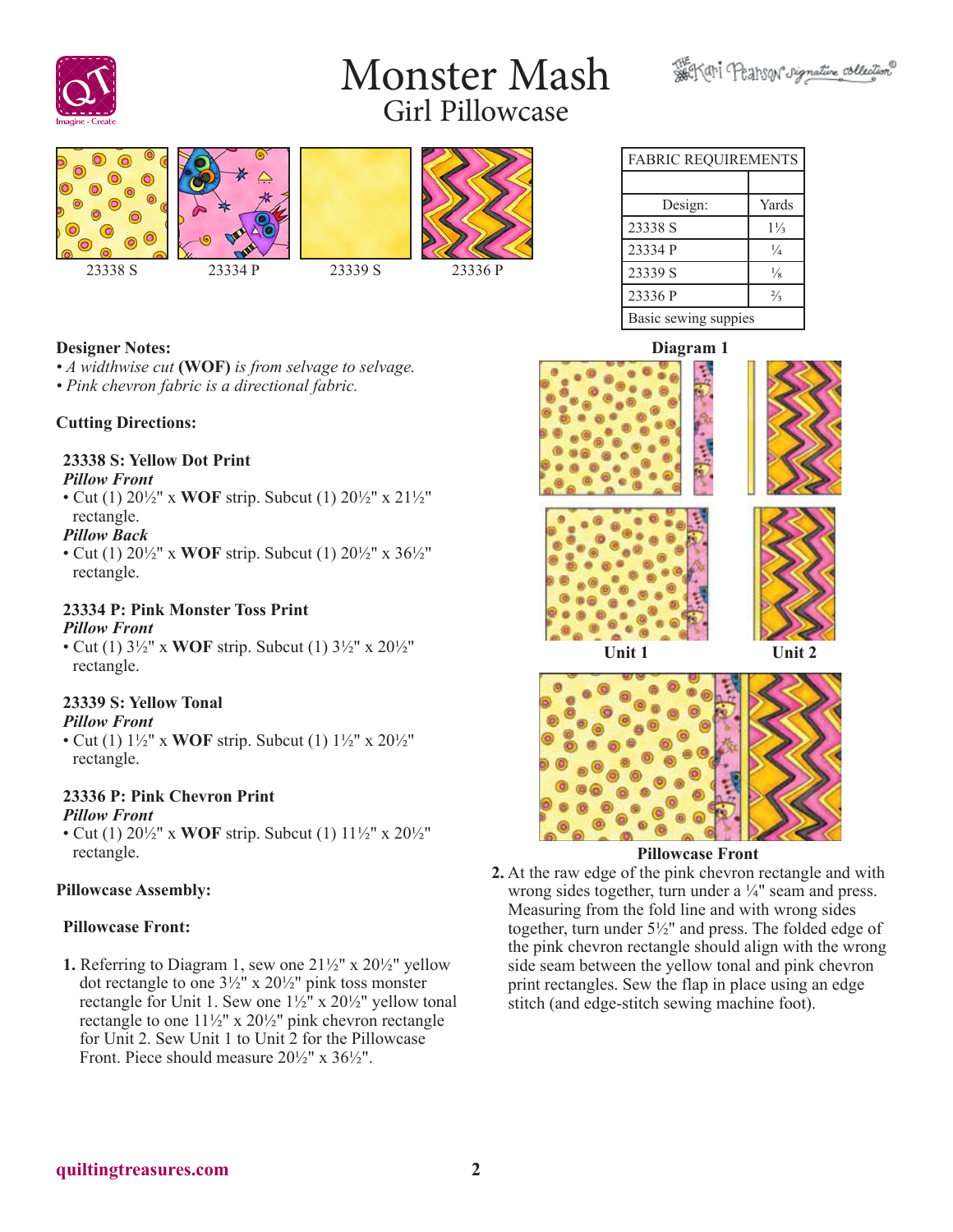# Monster Mash

## Girl Pillowcase

23338 S  23334 P  23339 S  23336 P

| FABRIC REQUIREMENTS | |
|---|---|
| | |
| Design: | Yards |
| 23338 S | 1⅓ |
| 23334 P | ¼ |
| 23339 S | ⅛ |
| 23336 P | ⅔ |
| Basic sewing suppies | |

**Designer Notes:**

- *A widthwise cut* **(WOF)** *is from selvage to selvage.*
- *Pink chevron fabric is a directional fabric.*

**Cutting Directions:**

**23338 S: Yellow Dot Print**
***Pillow Front***

- Cut (1) 20½" x **WOF** strip. Subcut (1) 20½" x 21½" rectangle.

***Pillow Back***

- Cut (1) 20½" x **WOF** strip. Subcut (1) 20½" x 36½" rectangle.

**23334 P: Pink Monster Toss Print**
***Pillow Front***

- Cut (1) 3½" x **WOF** strip. Subcut (1) 3½" x 20½" rectangle.

**23339 S: Yellow Tonal**
***Pillow Front***

- Cut (1) 1½" x **WOF** strip. Subcut (1) 1½" x 20½" rectangle.

**23336 P: Pink Chevron Print**
***Pillow Front***

- Cut (1) 20½" x **WOF** strip. Subcut (1) 11½" x 20½" rectangle.

**Pillowcase Assembly:**

**Pillowcase Front:**

1. Referring to Diagram 1, sew one 21½" x 20½" yellow dot rectangle to one 3½" x 20½" pink toss monster rectangle for Unit 1. Sew one 1½" x 20½" yellow tonal rectangle to one 11½" x 20½" pink chevron rectangle for Unit 2. Sew Unit 1 to Unit 2 for the Pillowcase Front. Piece should measure 20½" x 36½".

**Diagram 1**

**Unit 1**  **Unit 2**

**Pillowcase Front**

2. At the raw edge of the pink chevron rectangle and with wrong sides together, turn under a ¼" seam and press. Measuring from the fold line and with wrong sides together, turn under 5½" and press. The folded edge of the pink chevron rectangle should align with the wrong side seam between the yellow tonal and pink chevron print rectangles. Sew the flap in place using an edge stitch (and edge-stitch sewing machine foot).

quiltingtreasures.com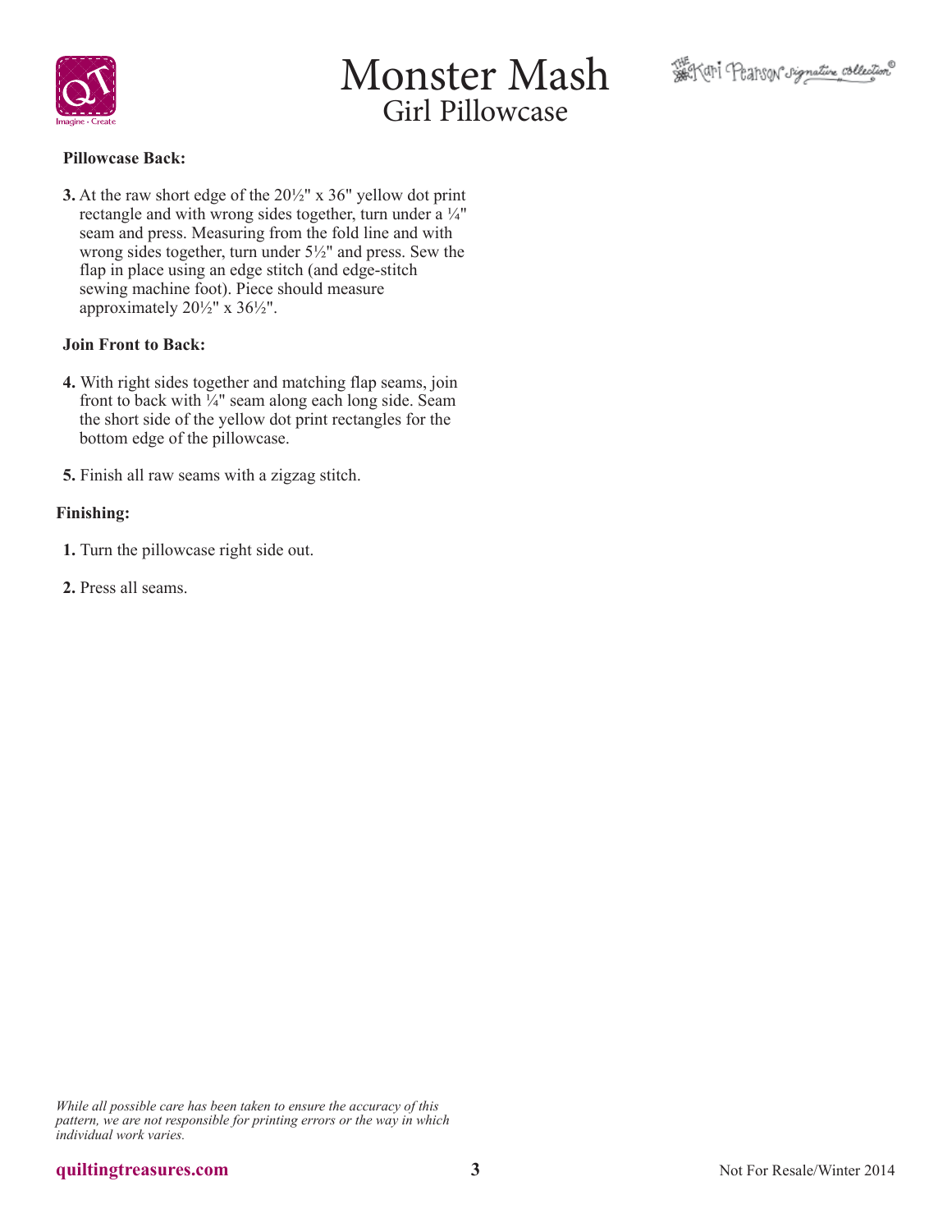**Pillowcase Back:**

3. At the raw short edge of the 20½" x 36" yellow dot print rectangle and with wrong sides together, turn under a ¼" seam and press. Measuring from the fold line and with wrong sides together, turn under 5½" and press. Sew the flap in place using an edge stitch (and edge-stitch sewing machine foot). Piece should measure approximately 20½" x 36½".

**Join Front to Back:**

4. With right sides together and matching flap seams, join front to back with ¼" seam along each long side. Seam the short side of the yellow dot print rectangles for the bottom edge of the pillowcase.

5. Finish all raw seams with a zigzag stitch.

**Finishing:**

1. Turn the pillowcase right side out.

2. Press all seams.

*While all possible care has been taken to ensure the accuracy of this pattern, we are not responsible for printing errors or the way in which individual work varies.*